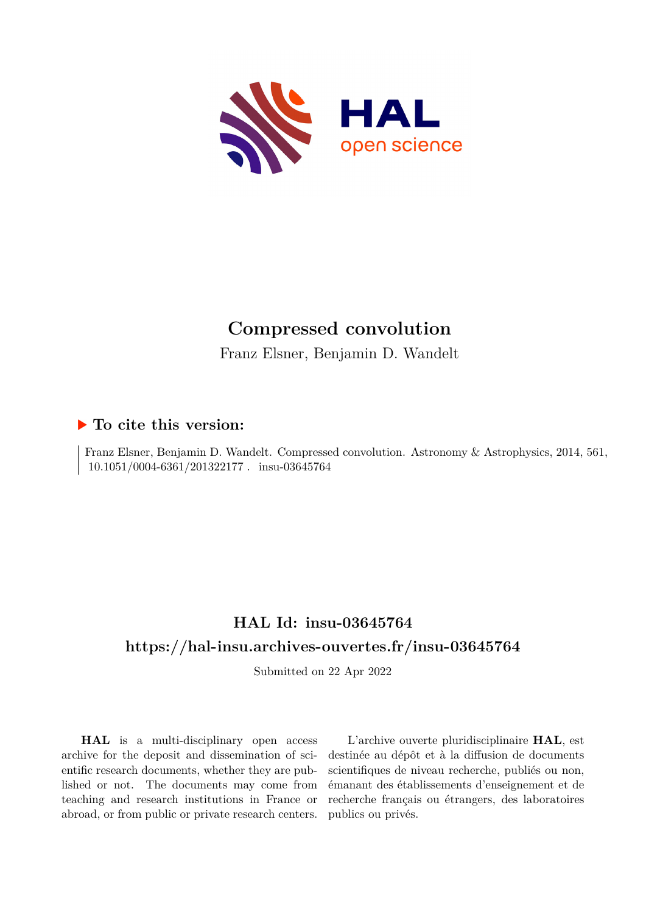# Compressed convolution

Franz Elsner, Benjamin D. Wandelt

## ▶ To cite this version:

Franz Elsner, Benjamin D. Wandelt. Compressed convolution. Astronomy & Astrophysics, 2014, 561, 10.1051/0004-6361/201322177 . insu-03645764

## HAL Id: insu-03645764

## https://hal-insu.archives-ouvertes.fr/insu-03645764

Submitted on 22 Apr 2022

**HAL** is a multi-disciplinary open access archive for the deposit and dissemination of scientific research documents, whether they are published or not. The documents may come from teaching and research institutions in France or abroad, or from public or private research centers.

L'archive ouverte pluridisciplinaire **HAL**, est destinée au dépôt et à la diffusion de documents scientifiques de niveau recherche, publiés ou non, émanant des établissements d'enseignement et de recherche français ou étrangers, des laboratoires publics ou privés.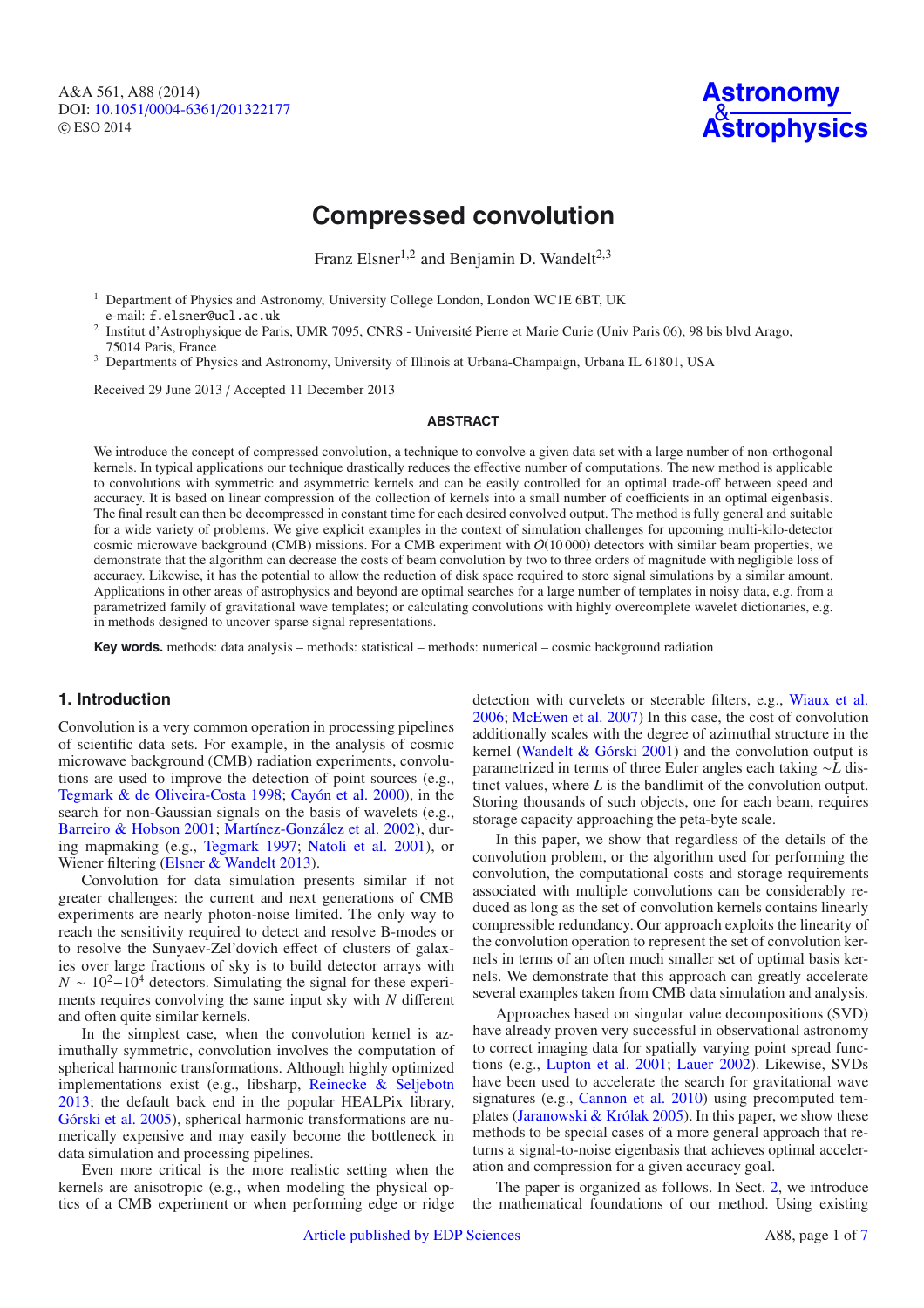Compressed convolution

Franz Elsner[1,2] and Benjamin D. Wandelt[2,3]

[1] Department of Physics and Astronomy, University College London, London WC1E 6BT, UK
e-mail: f.elsner@ucl.ac.uk

[2] Institut d'Astrophysique de Paris, UMR 7095, CNRS - Université Pierre et Marie Curie (Univ Paris 06), 98 bis blvd Arago, 75014 Paris, France

[3] Departments of Physics and Astronomy, University of Illinois at Urbana-Champaign, Urbana IL 61801, USA

Received 29 June 2013 / Accepted 11 December 2013

## ABSTRACT

We introduce the concept of compressed convolution, a technique to convolve a given data set with a large number of non-orthogonal kernels. In typical applications our technique drastically reduces the effective number of computations. The new method is applicable to convolutions with symmetric and asymmetric kernels and can be easily controlled for an optimal trade-off between speed and accuracy. It is based on linear compression of the collection of kernels into a small number of coefficients in an optimal eigenbasis. The final result can then be decompressed in constant time for each desired convolved output. The method is fully general and suitable for a wide variety of problems. We give explicit examples in the context of simulation challenges for upcoming multi-kilo-detector cosmic microwave background (CMB) missions. For a CMB experiment with $\mathcal{O}(10\,000)$ detectors with similar beam properties, we demonstrate that the algorithm can decrease the costs of beam convolution by two to three orders of magnitude with negligible loss of accuracy. Likewise, it has the potential to allow the reduction of disk space required to store signal simulations by a similar amount. Applications in other areas of astrophysics and beyond are optimal searches for a large number of templates in noisy data, e.g. from a parametrized family of gravitational wave templates; or calculating convolutions with highly overcomplete wavelet dictionaries, e.g. in methods designed to uncover sparse signal representations.

**Key words.** methods: data analysis – methods: statistical – methods: numerical – cosmic background radiation

## 1. Introduction

Convolution is a very common operation in processing pipelines of scientific data sets. For example, in the analysis of cosmic microwave background (CMB) radiation experiments, convolutions are used to improve the detection of point sources (e.g., Tegmark & de Oliveira-Costa 1998; Cayón et al. 2000), in the search for non-Gaussian signals on the basis of wavelets (e.g., Barreiro & Hobson 2001; Martínez-González et al. 2002), during mapmaking (e.g., Tegmark 1997; Natoli et al. 2001), or Wiener filtering (Elsner & Wandelt 2013).

Convolution for data simulation presents similar if not greater challenges: the current and next generations of CMB experiments are nearly photon-noise limited. The only way to reach the sensitivity required to detect and resolve B-modes or to resolve the Sunyaev-Zel'dovich effect of clusters of galaxies over large fractions of sky is to build detector arrays with $N \sim 10^2{-}10^4$ detectors. Simulating the signal for these experiments requires convolving the same input sky with $N$ different and often quite similar kernels.

In the simplest case, when the convolution kernel is azimuthally symmetric, convolution involves the computation of spherical harmonic transformations. Although highly optimized implementations exist (e.g., libsharp, Reinecke & Seljebotn 2013; the default back end in the popular HEALPix library, Górski et al. 2005), spherical harmonic transformations are numerically expensive and may easily become the bottleneck in data simulation and processing pipelines.

Even more critical is the more realistic setting when the kernels are anisotropic (e.g., when modeling the physical optics of a CMB experiment or when performing edge or ridge detection with curvelets or steerable filters, e.g., Wiaux et al. 2006; McEwen et al. 2007) In this case, the cost of convolution additionally scales with the degree of azimuthal structure in the kernel (Wandelt & Górski 2001) and the convolution output is parametrized in terms of three Euler angles each taking $\sim L$ distinct values, where $L$ is the bandlimit of the convolution output. Storing thousands of such objects, one for each beam, requires storage capacity approaching the peta-byte scale.

In this paper, we show that regardless of the details of the convolution problem, or the algorithm used for performing the convolution, the computational costs and storage requirements associated with multiple convolutions can be considerably reduced as long as the set of convolution kernels contains linearly compressible redundancy. Our approach exploits the linearity of the convolution operation to represent the set of convolution kernels in terms of an often much smaller set of optimal basis kernels. We demonstrate that this approach can greatly accelerate several examples taken from CMB data simulation and analysis.

Approaches based on singular value decompositions (SVD) have already proven very successful in observational astronomy to correct imaging data for spatially varying point spread functions (e.g., Lupton et al. 2001; Lauer 2002). Likewise, SVDs have been used to accelerate the search for gravitational wave signatures (e.g., Cannon et al. 2010) using precomputed templates (Jaranowski & Królak 2005). In this paper, we show these methods to be special cases of a more general approach that returns a signal-to-noise eigenbasis that achieves optimal acceleration and compression for a given accuracy goal.

The paper is organized as follows. In Sect. 2, we introduce the mathematical foundations of our method. Using existing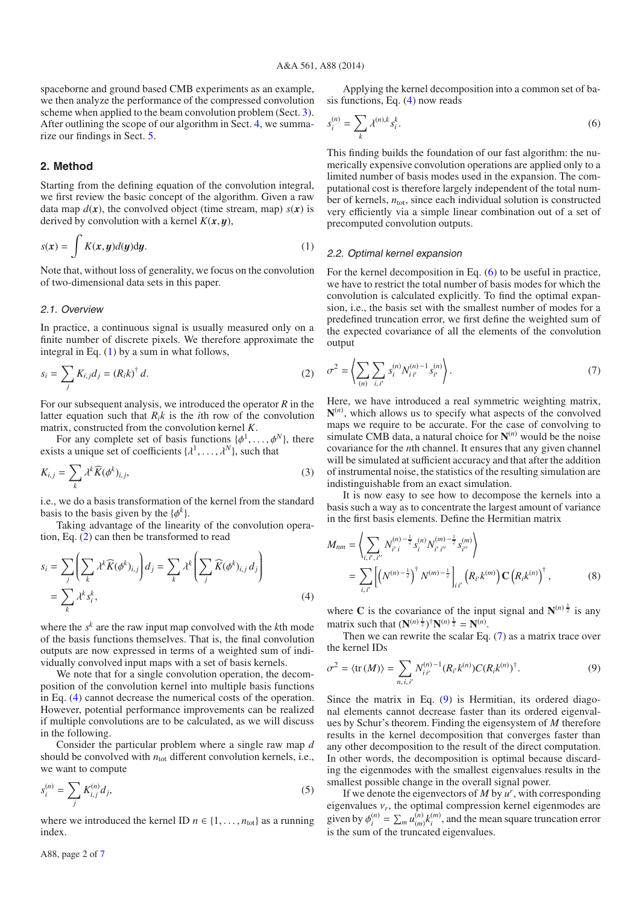spaceborne and ground based CMB experiments as an example, we then analyze the performance of the compressed convolution scheme when applied to the beam convolution problem (Sect. 3). After outlining the scope of our algorithm in Sect. 4, we summarize our findings in Sect. 5.

## 2. Method

Starting from the defining equation of the convolution integral, we first review the basic concept of the algorithm. Given a raw data map $d(\boldsymbol{x})$, the convolved object (time stream, map) $s(\boldsymbol{x})$ is derived by convolution with a kernel $K(\boldsymbol{x}, \boldsymbol{y})$,

$$s(\boldsymbol{x}) = \int K(\boldsymbol{x}, \boldsymbol{y}) d(\boldsymbol{y}) \mathrm{d}\boldsymbol{y}. \tag{1}$$

Note that, without loss of generality, we focus on the convolution of two-dimensional data sets in this paper.

### 2.1. Overview

In practice, a continuous signal is usually measured only on a finite number of discrete pixels. We therefore approximate the integral in Eq. (1) by a sum in what follows,

$$s_i = \sum_j K_{i,j} d_j = (R_i k)^\dagger d. \tag{2}$$

For our subsequent analysis, we introduced the operator $R$ in the latter equation such that $R_i k$ is the $i$th row of the convolution matrix, constructed from the convolution kernel $K$.

For any complete set of basis functions $\{\phi^1, \ldots, \phi^N\}$, there exists a unique set of coefficients $\{\lambda^1, \ldots, \lambda^N\}$, such that

$$K_{i,j} = \sum_k \lambda^k \widehat{K}(\phi^k)_{i,j}, \tag{3}$$

i.e., we do a basis transformation of the kernel from the standard basis to the basis given by the $\{\phi^k\}$.

Taking advantage of the linearity of the convolution operation, Eq. (2) can then be transformed to read

$$\begin{aligned} s_i &= \sum_j \left( \sum_k \lambda^k \widehat{K}(\phi^k)_{i,j} \right) d_j = \sum_k \lambda^k \left( \sum_j \widehat{K}(\phi^k)_{i,j}\, d_j \right) \\ &= \sum_k \lambda^k s_i^k, \end{aligned} \tag{4}$$

where the $s^k$ are the raw input map convolved with the $k$th mode of the basis functions themselves. That is, the final convolution outputs are now expressed in terms of a weighted sum of individually convolved input maps with a set of basis kernels.

We note that for a single convolution operation, the decomposition of the convolution kernel into multiple basis functions in Eq. (4) cannot decrease the numerical costs of the operation. However, potential performance improvements can be realized if multiple convolutions are to be calculated, as we will discuss in the following.

Consider the particular problem where a single raw map $d$ should be convolved with $n_{\mathrm{tot}}$ different convolution kernels, i.e., we want to compute

$$s_i^{(n)} = \sum_j K_{i,j}^{(n)} d_j, \tag{5}$$

where we introduced the kernel ID $n \in \{1, \ldots, n_{\mathrm{tot}}\}$ as a running index.

Applying the kernel decomposition into a common set of basis functions, Eq. (4) now reads

$$s_i^{(n)} = \sum_k \lambda^{(n),k} s_i^k. \tag{6}$$

This finding builds the foundation of our fast algorithm: the numerically expensive convolution operations are applied only to a limited number of basis modes used in the expansion. The computational cost is therefore largely independent of the total number of kernels, $n_{\mathrm{tot}}$, since each individual solution is constructed very efficiently via a simple linear combination out of a set of precomputed convolution outputs.

### 2.2. Optimal kernel expansion

For the kernel decomposition in Eq. (6) to be useful in practice, we have to restrict the total number of basis modes for which the convolution is calculated explicitly. To find the optimal expansion, i.e., the basis set with the smallest number of modes for a predefined truncation error, we first define the weighted sum of the expected covariance of all the elements of the convolution output

$$\sigma^2 = \left\langle \sum_{(n)} \sum_{i,i'} s_i^{(n)} N_{i\,i'}^{(n)\,-1} s_{i'}^{(n)} \right\rangle. \tag{7}$$

Here, we have introduced a real symmetric weighting matrix, $\mathbf{N}^{(n)}$, which allows us to specify what aspects of the convolved maps we require to be accurate. For the case of convolving to simulate CMB data, a natural choice for $\mathbf{N}^{(n)}$ would be the noise covariance for the $n$th channel. It ensures that any given channel will be simulated at sufficient accuracy and that after the addition of instrumental noise, the statistics of the resulting simulation are indistinguishable from an exact simulation.

It is now easy to see how to decompose the kernels into a basis such a way as to concentrate the largest amount of variance in the first basis elements. Define the Hermitian matrix

$$\begin{aligned} M_{nm} &= \left\langle \sum_{i,i',i''} N_{i'\,i}^{(n)\,-\frac{1}{2}} s_i^{(n)} N_{i'\,i''}^{(m)\,-\frac{1}{2}} s_{i''}^{(m)} \right\rangle \\ &= \sum_{i,i'} \left[ \left( N^{(n)\,-\frac{1}{2}} \right)^\dagger N^{(m)\,-\frac{1}{2}} \right]_{i\,i'} \left( R_{i'} k^{(m)} \right) \mathbf{C} \left( R_i k^{(n)} \right)^\dagger, \end{aligned} \tag{8}$$

where $\mathbf{C}$ is the covariance of the input signal and $\mathbf{N}^{(n)\,\frac{1}{2}}$ is any matrix such that $(\mathbf{N}^{(n)\,\frac{1}{2}})^\dagger \mathbf{N}^{(n)\,\frac{1}{2}} = \mathbf{N}^{(n)}$.

Then we can rewrite the scalar Eq. (7) as a matrix trace over the kernel IDs

$$\sigma^2 = \langle \mathrm{tr}\,(M) \rangle = \sum_{n,i,i'} N_{i\,i'}^{(n)\,-1} (R_{i'} k^{(n)}) C (R_i k^{(n)})^\dagger. \tag{9}$$

Since the matrix in Eq. (9) is Hermitian, its ordered diagonal elements cannot decrease faster than its ordered eigenvalues by Schur's theorem. Finding the eigensystem of $M$ therefore results in the kernel decomposition that converges faster than any other decomposition to the result of the direct computation. In other words, the decomposition is optimal because discarding the eigenmodes with the smallest eigenvalues results in the smallest possible change in the overall signal power.

If we denote the eigenvectors of $M$ by $u^r$, with corresponding eigenvalues $\nu_r$, the optimal compression kernel eigenmodes are given by $\phi_i^{(n)} = \sum_m u_{(m)}^{(n)} k_i^{(m)}$, and the mean square truncation error is the sum of the truncated eigenvalues.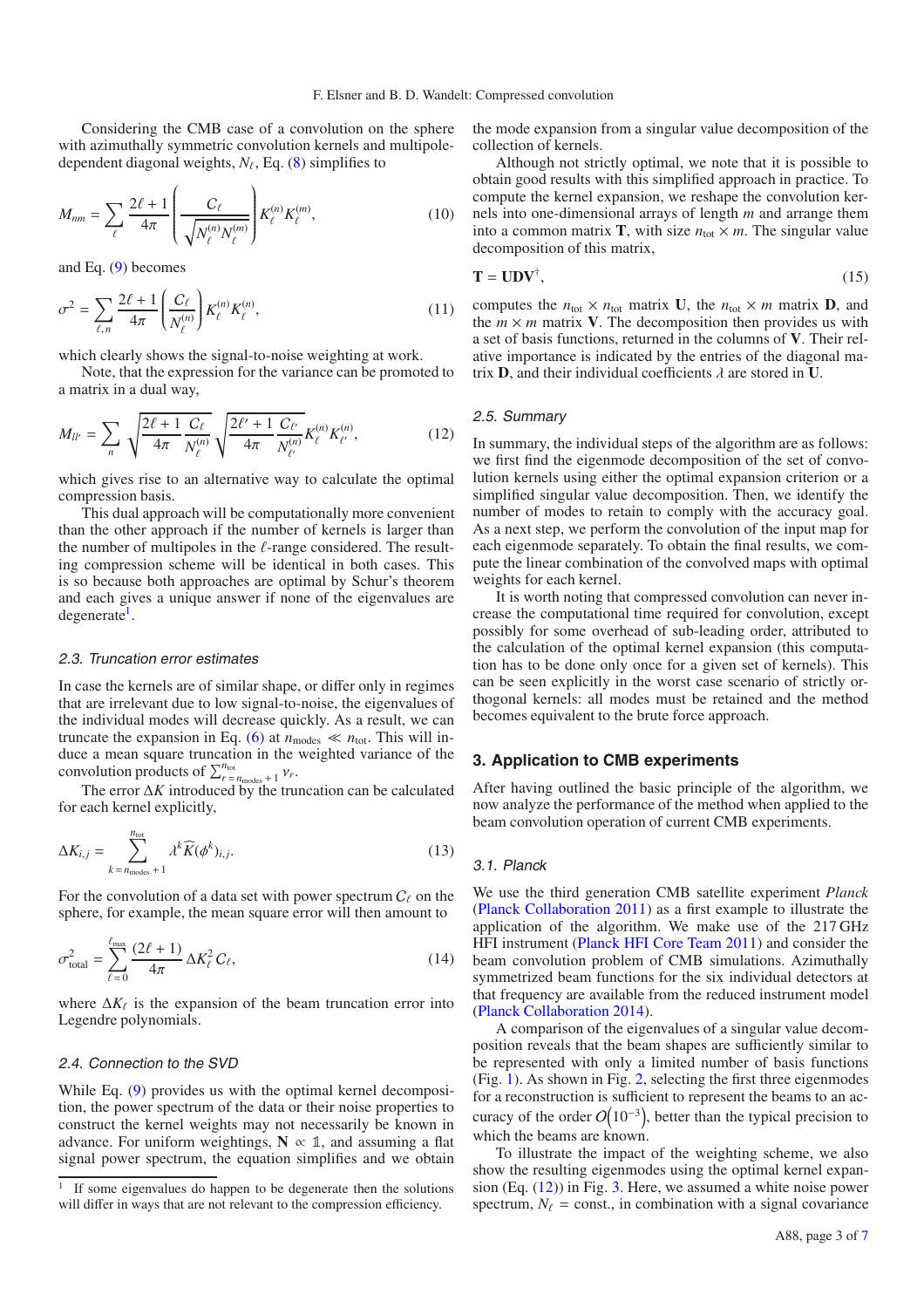Considering the CMB case of a convolution on the sphere with azimuthally symmetric convolution kernels and multipole-dependent diagonal weights, $N_\ell$, Eq. (8) simplifies to

$$M_{nm} = \sum_\ell \frac{2\ell+1}{4\pi} \left( \frac{C_\ell}{\sqrt{N_\ell^{(n)} N_\ell^{(m)}}} \right) K_\ell^{(n)} K_\ell^{(m)}, \tag{10}$$

and Eq. (9) becomes

$$\sigma^2 = \sum_{\ell,n} \frac{2\ell+1}{4\pi} \left( \frac{C_\ell}{N_\ell^{(n)}} \right) K_\ell^{(n)} K_\ell^{(n)}, \tag{11}$$

which clearly shows the signal-to-noise weighting at work.

Note, that the expression for the variance can be promoted to a matrix in a dual way,

$$M_{\ell\ell'} = \sum_n \sqrt{\frac{2\ell+1}{4\pi} \frac{C_\ell}{N_\ell^{(n)}}} \sqrt{\frac{2\ell'+1}{4\pi} \frac{C_{\ell'}}{N_{\ell'}^{(n)}}} K_\ell^{(n)} K_{\ell'}^{(n)}, \tag{12}$$

which gives rise to an alternative way to calculate the optimal compression basis.

This dual approach will be computationally more convenient than the other approach if the number of kernels is larger than the number of multipoles in the $\ell$-range considered. The resulting compression scheme will be identical in both cases. This is so because both approaches are optimal by Schur's theorem and each gives a unique answer if none of the eigenvalues are degenerate[1].

### 2.3. Truncation error estimates

In case the kernels are of similar shape, or differ only in regimes that are irrelevant due to low signal-to-noise, the eigenvalues of the individual modes will decrease quickly. As a result, we can truncate the expansion in Eq. (6) at $n_{\text{modes}} \ll n_{\text{tot}}$. This will induce a mean square truncation in the weighted variance of the convolution products of $\sum_{r=n_{\text{modes}}+1}^{n_{\text{tot}}} \nu_r$.

The error $\Delta K$ introduced by the truncation can be calculated for each kernel explicitly,

$$\Delta K_{i,j} = \sum_{k=n_{\text{modes}}+1}^{n_{\text{tot}}} \lambda^k \widehat{K}(\phi^k)_{i,j}. \tag{13}$$

For the convolution of a data set with power spectrum $C_\ell$ on the sphere, for example, the mean square error will then amount to

$$\sigma^2_{\text{total}} = \sum_{\ell=0}^{\ell_{\max}} \frac{(2\ell+1)}{4\pi} \Delta K_\ell^2 C_\ell, \tag{14}$$

where $\Delta K_\ell$ is the expansion of the beam truncation error into Legendre polynomials.

### 2.4. Connection to the SVD

While Eq. (9) provides us with the optimal kernel decomposition, the power spectrum of the data or their noise properties to construct the kernel weights may not necessarily be known in advance. For uniform weightings, $\mathbf{N} \propto \mathbb{1}$, and assuming a flat signal power spectrum, the equation simplifies and we obtain the mode expansion from a singular value decomposition of the collection of kernels.

Although not strictly optimal, we note that it is possible to obtain good results with this simplified approach in practice. To compute the kernel expansion, we reshape the convolution kernels into one-dimensional arrays of length $m$ and arrange them into a common matrix $\mathbf{T}$, with size $n_{\text{tot}} \times m$. The singular value decomposition of this matrix,

$$\mathbf{T} = \mathbf{U}\mathbf{D}\mathbf{V}^\dagger, \tag{15}$$

computes the $n_{\text{tot}} \times n_{\text{tot}}$ matrix $\mathbf{U}$, the $n_{\text{tot}} \times m$ matrix $\mathbf{D}$, and the $m \times m$ matrix $\mathbf{V}$. The decomposition then provides us with a set of basis functions, returned in the columns of $\mathbf{V}$. Their relative importance is indicated by the entries of the diagonal matrix $\mathbf{D}$, and their individual coefficients $\lambda$ are stored in $\mathbf{U}$.

### 2.5. Summary

In summary, the individual steps of the algorithm are as follows: we first find the eigenmode decomposition of the set of convolution kernels using either the optimal expansion criterion or a simplified singular value decomposition. Then, we identify the number of modes to retain to comply with the accuracy goal. As a next step, we perform the convolution of the input map for each eigenmode separately. To obtain the final results, we compute the linear combination of the convolved maps with optimal weights for each kernel.

It is worth noting that compressed convolution can never increase the computational time required for convolution, except possibly for some overhead of sub-leading order, attributed to the calculation of the optimal kernel expansion (this computation has to be done only once for a given set of kernels). This can be seen explicitly in the worst case scenario of strictly orthogonal kernels: all modes must be retained and the method becomes equivalent to the brute force approach.

## 3. Application to CMB experiments

After having outlined the basic principle of the algorithm, we now analyze the performance of the method when applied to the beam convolution operation of current CMB experiments.

### 3.1. Planck

We use the third generation CMB satellite experiment *Planck* (Planck Collaboration 2011) as a first example to illustrate the application of the algorithm. We make use of the 217 GHz HFI instrument (Planck HFI Core Team 2011) and consider the beam convolution problem of CMB simulations. Azimuthally symmetrized beam functions for the six individual detectors at that frequency are available from the reduced instrument model (Planck Collaboration 2014).

A comparison of the eigenvalues of a singular value decomposition reveals that the beam shapes are sufficiently similar to be represented with only a limited number of basis functions (Fig. 1). As shown in Fig. 2, selecting the first three eigenmodes for a reconstruction is sufficient to represent the beams to an accuracy of the order $\mathcal{O}(10^{-3})$, better than the typical precision to which the beams are known.

To illustrate the impact of the weighting scheme, we also show the resulting eigenmodes using the optimal kernel expansion (Eq. (12)) in Fig. 3. Here, we assumed a white noise power spectrum, $N_\ell$ = const., in combination with a signal covariance

---

[1] If some eigenvalues do happen to be degenerate then the solutions will differ in ways that are not relevant to the compression efficiency.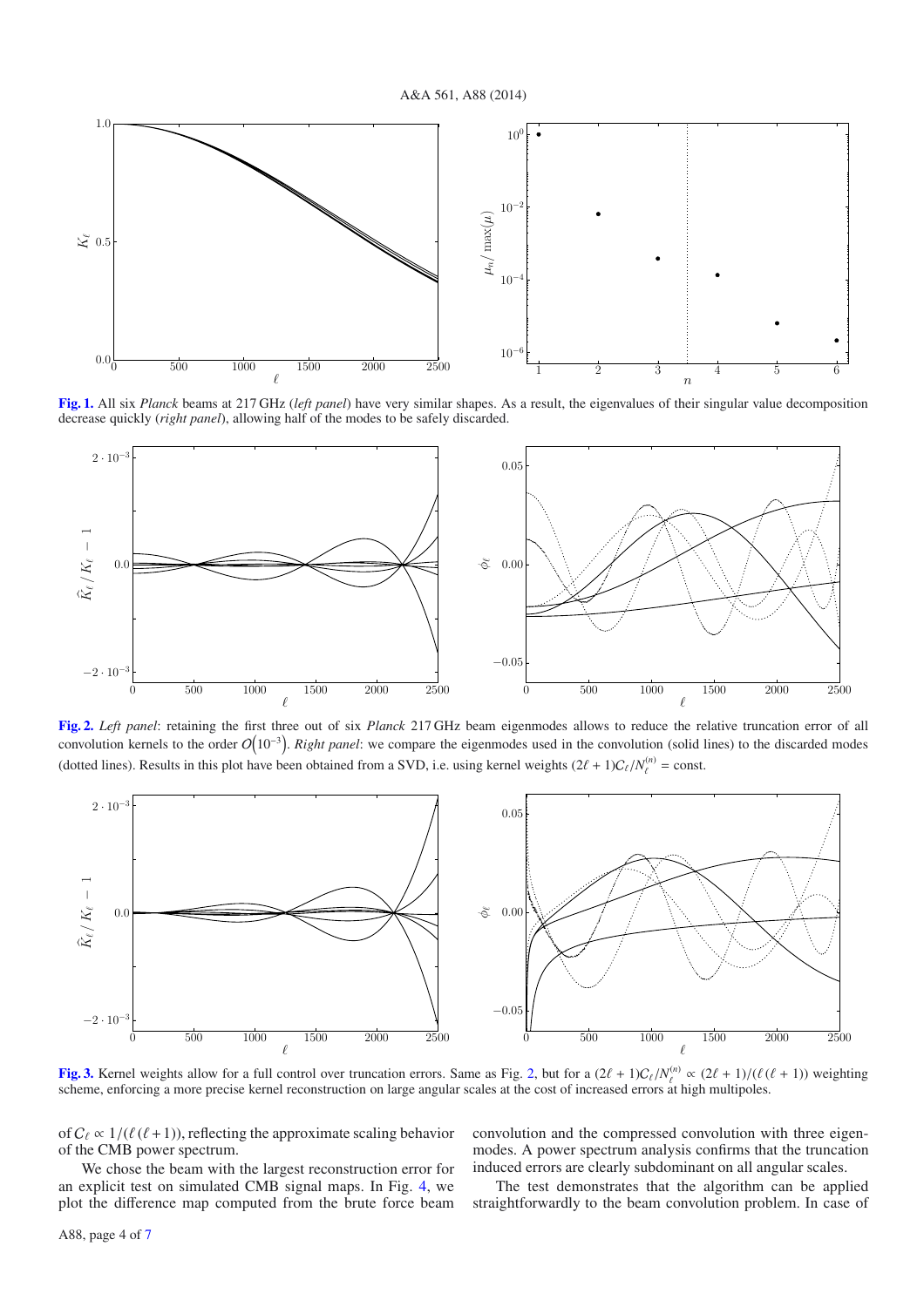**Fig. 1.** All six *Planck* beams at 217 GHz (*left panel*) have very similar shapes. As a result, the eigenvalues of their singular value decomposition decrease quickly (*right panel*), allowing half of the modes to be safely discarded.

**Fig. 2.** *Left panel*: retaining the first three out of six *Planck* 217 GHz beam eigenmodes allows to reduce the relative truncation error of all convolution kernels to the order $\mathcal{O}(10^{-3})$. *Right panel*: we compare the eigenmodes used in the convolution (solid lines) to the discarded modes (dotted lines). Results in this plot have been obtained from a SVD, i.e. using kernel weights $(2\ell+1)C_\ell/N_\ell^{(n)} = \text{const.}$

**Fig. 3.** Kernel weights allow for a full control over truncation errors. Same as Fig. 2, but for a $(2\ell+1)C_\ell/N_\ell^{(n)} \propto (2\ell+1)/(\ell(\ell+1))$ weighting scheme, enforcing a more precise kernel reconstruction on large angular scales at the cost of increased errors at high multipoles.

of $C_\ell \propto 1/(\ell(\ell+1))$, reflecting the approximate scaling behavior of the CMB power spectrum.

We chose the beam with the largest reconstruction error for an explicit test on simulated CMB signal maps. In Fig. 4, we plot the difference map computed from the brute force beam convolution and the compressed convolution with three eigenmodes. A power spectrum analysis confirms that the truncation induced errors are clearly subdominant on all angular scales.

The test demonstrates that the algorithm can be applied straightforwardly to the beam convolution problem. In case of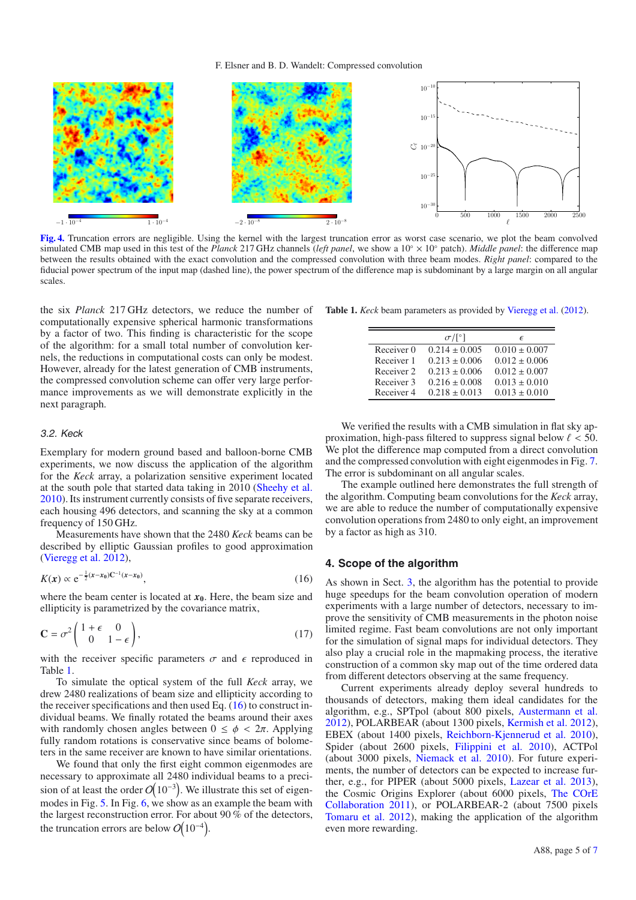**Fig. 4.** Truncation errors are negligible. Using the kernel with the largest truncation error as worst case scenario, we plot the beam convolved simulated CMB map used in this test of the *Planck* 217 GHz channels (*left panel*, we show a $10^\circ \times 10^\circ$ patch). *Middle panel*: the difference map between the results obtained with the exact convolution and the compressed convolution with three beam modes. *Right panel*: compared to the fiducial power spectrum of the input map (dashed line), the power spectrum of the difference map is subdominant by a large margin on all angular scales.

the six *Planck* 217 GHz detectors, we reduce the number of computationally expensive spherical harmonic transformations by a factor of two. This finding is characteristic for the scope of the algorithm: for a small total number of convolution kernels, the reductions in computational costs can only be modest. However, already for the latest generation of CMB instruments, the compressed convolution scheme can offer very large performance improvements as we will demonstrate explicitly in the next paragraph.

### 3.2. Keck

Exemplary for modern ground based and balloon-borne CMB experiments, we now discuss the application of the algorithm for the *Keck* array, a polarization sensitive experiment located at the south pole that started data taking in 2010 (Sheehy et al. 2010). Its instrument currently consists of five separate receivers, each housing 496 detectors, and scanning the sky at a common frequency of 150 GHz.

Measurements have shown that the 2480 *Keck* beams can be described by elliptic Gaussian profiles to good approximation (Vieregg et al. 2012),

$$K(\boldsymbol{x}) \propto \mathrm{e}^{-\frac{1}{2}(\boldsymbol{x}-\boldsymbol{x_0})\mathbf{C}^{-1}(\boldsymbol{x}-\boldsymbol{x_0})}, \tag{16}$$

where the beam center is located at $\boldsymbol{x_0}$. Here, the beam size and ellipticity is parametrized by the covariance matrix,

$$\mathbf{C} = \sigma^2 \begin{pmatrix} 1+\epsilon & 0 \\ 0 & 1-\epsilon \end{pmatrix}, \tag{17}$$

with the receiver specific parameters $\sigma$ and $\epsilon$ reproduced in Table 1.

To simulate the optical system of the full *Keck* array, we drew 2480 realizations of beam size and ellipticity according to the receiver specifications and then used Eq. (16) to construct individual beams. We finally rotated the beams around their axes with randomly chosen angles between $0 \leq \phi < 2\pi$. Applying fully random rotations is conservative since beams of bolometers in the same receiver are known to have similar orientations.

We found that only the first eight common eigenmodes are necessary to approximate all 2480 individual beams to a precision of at least the order $O\left(10^{-3}\right)$. We illustrate this set of eigenmodes in Fig. 5. In Fig. 6, we show as an example the beam with the largest reconstruction error. For about 90% of the detectors, the truncation errors are below $O\left(10^{-4}\right)$.

**Table 1.** *Keck* beam parameters as provided by Vieregg et al. (2012).

| | $\sigma/[^\circ]$ | $\epsilon$ |
|---|---|---|
| Receiver 0 | $0.214 \pm 0.005$ | $0.010 \pm 0.007$ |
| Receiver 1 | $0.213 \pm 0.006$ | $0.012 \pm 0.006$ |
| Receiver 2 | $0.213 \pm 0.006$ | $0.012 \pm 0.007$ |
| Receiver 3 | $0.216 \pm 0.008$ | $0.013 \pm 0.010$ |
| Receiver 4 | $0.218 \pm 0.013$ | $0.013 \pm 0.010$ |

We verified the results with a CMB simulation in flat sky approximation, high-pass filtered to suppress signal below $\ell < 50$. We plot the difference map computed from a direct convolution and the compressed convolution with eight eigenmodes in Fig. 7. The error is subdominant on all angular scales.

The example outlined here demonstrates the full strength of the algorithm. Computing beam convolutions for the *Keck* array, we are able to reduce the number of computationally expensive convolution operations from 2480 to only eight, an improvement by a factor as high as 310.

## 4. Scope of the algorithm

As shown in Sect. 3, the algorithm has the potential to provide huge speedups for the beam convolution operation of modern experiments with a large number of detectors, necessary to improve the sensitivity of CMB measurements in the photon noise limited regime. Fast beam convolutions are not only important for the simulation of signal maps for individual detectors. They also play a crucial role in the mapmaking process, the iterative construction of a common sky map out of the time ordered data from different detectors observing at the same frequency.

Current experiments already deploy several hundreds to thousands of detectors, making them ideal candidates for the algorithm, e.g., SPTpol (about 800 pixels, Austermann et al. 2012), POLARBEAR (about 1300 pixels, Kermish et al. 2012), EBEX (about 1400 pixels, Reichborn-Kjennerud et al. 2010), Spider (about 2600 pixels, Filippini et al. 2010), ACTPol (about 3000 pixels, Niemack et al. 2010). For future experiments, the number of detectors can be expected to increase further, e.g., for PIPER (about 5000 pixels, Lazear et al. 2013), the Cosmic Origins Explorer (about 6000 pixels, The COrE Collaboration 2011), or POLARBEAR-2 (about 7500 pixels Tomaru et al. 2012), making the application of the algorithm even more rewarding.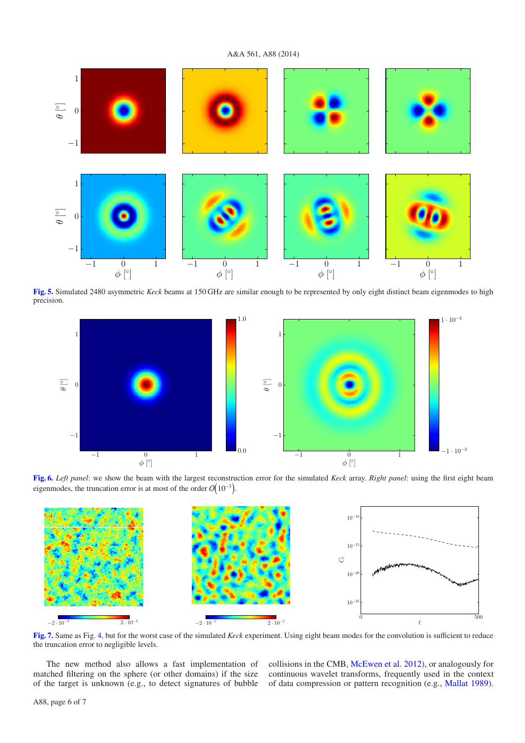**Fig. 5.** Simulated 2480 asymmetric *Keck* beams at 150 GHz are similar enough to be represented by only eight distinct beam eigenmodes to high precision.

**Fig. 6.** *Left panel*: we show the beam with the largest reconstruction error for the simulated *Keck* array. *Right panel*: using the first eight beam eigenmodes, the truncation error is at most of the order $O(10^{-3})$.

**Fig. 7.** Same as Fig. 4, but for the worst case of the simulated *Keck* experiment. Using eight beam modes for the convolution is sufficient to reduce the truncation error to negligible levels.

The new method also allows a fast implementation of matched filtering on the sphere (or other domains) if the size of the target is unknown (e.g., to detect signatures of bubble collisions in the CMB, McEwen et al. 2012), or analogously for continuous wavelet transforms, frequently used in the context of data compression or pattern recognition (e.g., Mallat 1989).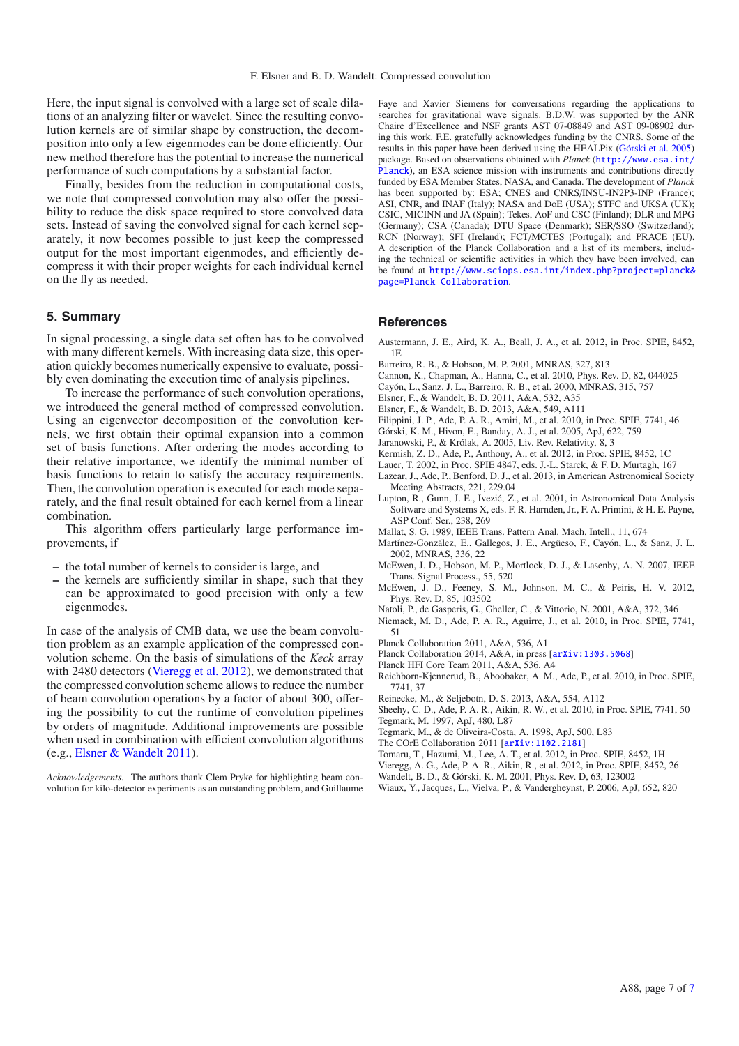Here, the input signal is convolved with a large set of scale dilations of an analyzing filter or wavelet. Since the resulting convolution kernels are of similar shape by construction, the decomposition into only a few eigenmodes can be done efficiently. Our new method therefore has the potential to increase the numerical performance of such computations by a substantial factor.

Finally, besides from the reduction in computational costs, we note that compressed convolution may also offer the possibility to reduce the disk space required to store convolved data sets. Instead of saving the convolved signal for each kernel separately, it now becomes possible to just keep the compressed output for the most important eigenmodes, and efficiently decompress it with their proper weights for each individual kernel on the fly as needed.

## 5. Summary

In signal processing, a single data set often has to be convolved with many different kernels. With increasing data size, this operation quickly becomes numerically expensive to evaluate, possibly even dominating the execution time of analysis pipelines.

To increase the performance of such convolution operations, we introduced the general method of compressed convolution. Using an eigenvector decomposition of the convolution kernels, we first obtain their optimal expansion into a common set of basis functions. After ordering the modes according to their relative importance, we identify the minimal number of basis functions to retain to satisfy the accuracy requirements. Then, the convolution operation is executed for each mode separately, and the final result obtained for each kernel from a linear combination.

This algorithm offers particularly large performance improvements, if

- the total number of kernels to consider is large, and
- the kernels are sufficiently similar in shape, such that they can be approximated to good precision with only a few eigenmodes.

In case of the analysis of CMB data, we use the beam convolution problem as an example application of the compressed convolution scheme. On the basis of simulations of the *Keck* array with 2480 detectors (Vieregg et al. 2012), we demonstrated that the compressed convolution scheme allows to reduce the number of beam convolution operations by a factor of about 300, offering the possibility to cut the runtime of convolution pipelines by orders of magnitude. Additional improvements are possible when used in combination with efficient convolution algorithms (e.g., Elsner & Wandelt 2011).

*Acknowledgements.* The authors thank Clem Pryke for highlighting beam convolution for kilo-detector experiments as an outstanding problem, and Guillaume Faye and Xavier Siemens for conversations regarding the applications to searches for gravitational wave signals. B.D.W. was supported by the ANR Chaire d'Excellence and NSF grants AST 07-08849 and AST 09-08902 during this work. F.E. gratefully acknowledges funding by the CNRS. Some of the results in this paper have been derived using the HEALPix (Górski et al. 2005) package. Based on observations obtained with *Planck* (http://www.esa.int/Planck), an ESA science mission with instruments and contributions directly funded by ESA Member States, NASA, and Canada. The development of *Planck* has been supported by: ESA; CNES and CNRS/INSU-IN2P3-INP (France); ASI, CNR, and INAF (Italy); NASA and DoE (USA); STFC and UKSA (UK); CSIC, MICINN and JA (Spain); Tekes, AoF and CSC (Finland); DLR and MPG (Germany); CSA (Canada); DTU Space (Denmark); SER/SSO (Switzerland); RCN (Norway); SFI (Ireland); FCT/MCTES (Portugal); and PRACE (EU). A description of the Planck Collaboration and a list of its members, including the technical or scientific activities in which they have been involved, can be found at http://www.sciops.esa.int/index.php?project=planck&page=Planck_Collaboration.

## References

Austermann, J. E., Aird, K. A., Beall, J. A., et al. 2012, in Proc. SPIE, 8452, 1E
Barreiro, R. B., & Hobson, M. P. 2001, MNRAS, 327, 813
Cannon, K., Chapman, A., Hanna, C., et al. 2010, Phys. Rev. D, 82, 044025
Cayón, L., Sanz, J. L., Barreiro, R. B., et al. 2000, MNRAS, 315, 757
Elsner, F., & Wandelt, B. D. 2011, A&A, 532, A35
Elsner, F., & Wandelt, B. D. 2013, A&A, 549, A111
Filippini, J. P., Ade, P. A. R., Amiri, M., et al. 2010, in Proc. SPIE, 7741, 46
Górski, K. M., Hivon, E., Banday, A. J., et al. 2005, ApJ, 622, 759
Jaranowski, P., & Królak, A. 2005, Liv. Rev. Relativity, 8, 3
Kermish, Z. D., Ade, P., Anthony, A., et al. 2012, in Proc. SPIE, 8452, 1C
Lauer, T. 2002, in Proc. SPIE 4847, eds. J.-L. Starck, & F. D. Murtagh, 167
Lazear, J., Ade, P., Benford, D. J., et al. 2013, in American Astronomical Society Meeting Abstracts, 221, 229.04
Lupton, R., Gunn, J. E., Ivezić, Z., et al. 2001, in Astronomical Data Analysis Software and Systems X, eds. F. R. Harnden, Jr., F. A. Primini, & H. E. Payne, ASP Conf. Ser., 238, 269
Mallat, S. G. 1989, IEEE Trans. Pattern Anal. Mach. Intell., 11, 674
Martínez-González, E., Gallegos, J. E., Argüeso, F., Cayón, L., & Sanz, J. L. 2002, MNRAS, 336, 22
McEwen, J. D., Hobson, M. P., Mortlock, D. J., & Lasenby, A. N. 2007, IEEE Trans. Signal Process., 55, 520
McEwen, J. D., Feeney, S. M., Johnson, M. C., & Peiris, H. V. 2012, Phys. Rev. D, 85, 103502
Natoli, P., de Gasperis, G., Gheller, C., & Vittorio, N. 2001, A&A, 372, 346
Niemack, M. D., Ade, P. A. R., Aguirre, J., et al. 2010, in Proc. SPIE, 7741, 51
Planck Collaboration 2011, A&A, 536, A1
Planck Collaboration 2014, A&A, in press [arXiv:1303.5068]
Planck HFI Core Team 2011, A&A, 536, A4
Reichborn-Kjennerud, B., Aboobaker, A. M., Ade, P., et al. 2010, in Proc. SPIE, 7741, 37
Reinecke, M., & Seljebotn, D. S. 2013, A&A, 554, A112
Sheehy, C. D., Ade, P. A. R., Aikin, R. W., et al. 2010, in Proc. SPIE, 7741, 50
Tegmark, M. 1997, ApJ, 480, L87
Tegmark, M., & de Oliveira-Costa, A. 1998, ApJ, 500, L83
The COrE Collaboration 2011 [arXiv:1102.2181]
Tomaru, T., Hazumi, M., Lee, A. T., et al. 2012, in Proc. SPIE, 8452, 1H
Vieregg, A. G., Ade, P. A. R., Aikin, R., et al. 2012, in Proc. SPIE, 8452, 26
Wandelt, B. D., & Górski, K. M. 2001, Phys. Rev. D, 63, 123002
Wiaux, Y., Jacques, L., Vielva, P., & Vandergheynst, P. 2006, ApJ, 652, 820